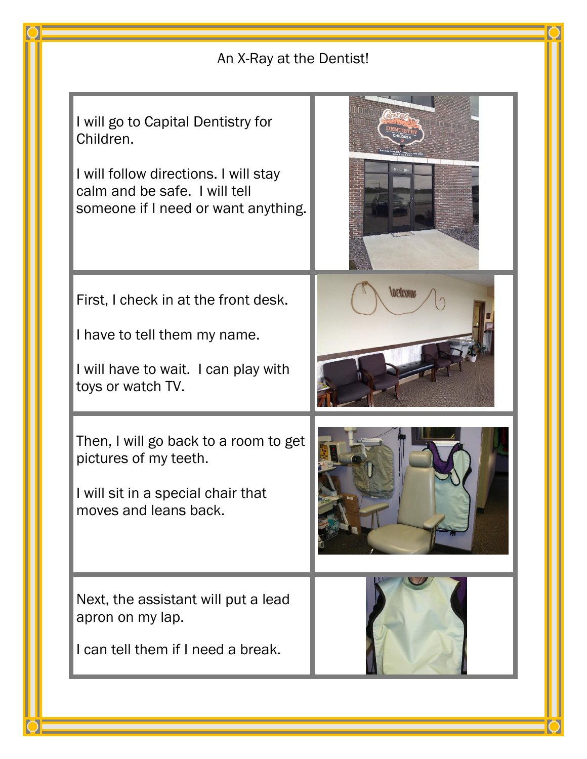An X-Ray at the Dentist!

I will go to Capital Dentistry for Children.

I will follow directions. I will stay calm and be safe. I will tell someone if I need or want anything.

First, I check in at the front desk.

I have to tell them my name.

I will have to wait. I can play with toys or watch TV.

Then, I will go back to a room to get pictures of my teeth.

I will sit in a special chair that moves and leans back.

Next, the assistant will put a lead apron on my lap.

I can tell them if I need a break.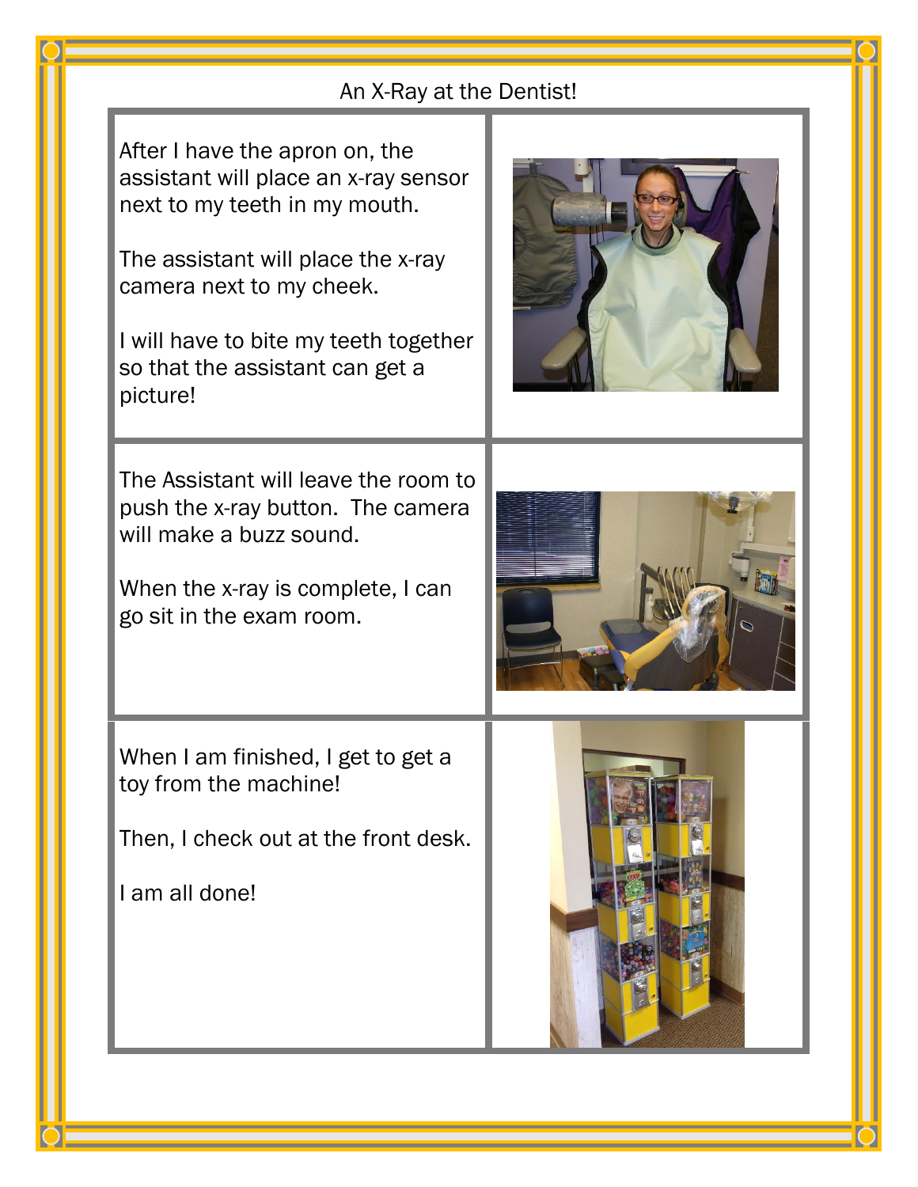An X-Ray at the Dentist!

After I have the apron on, the assistant will place an x-ray sensor next to my teeth in my mouth.

The assistant will place the x-ray camera next to my cheek.

I will have to bite my teeth together so that the assistant can get a picture!

The Assistant will leave the room to push the x-ray button. The camera will make a buzz sound.

When the x-ray is complete, I can go sit in the exam room.

When I am finished, I get to get a toy from the machine!

Then, I check out at the front desk.

I am all done!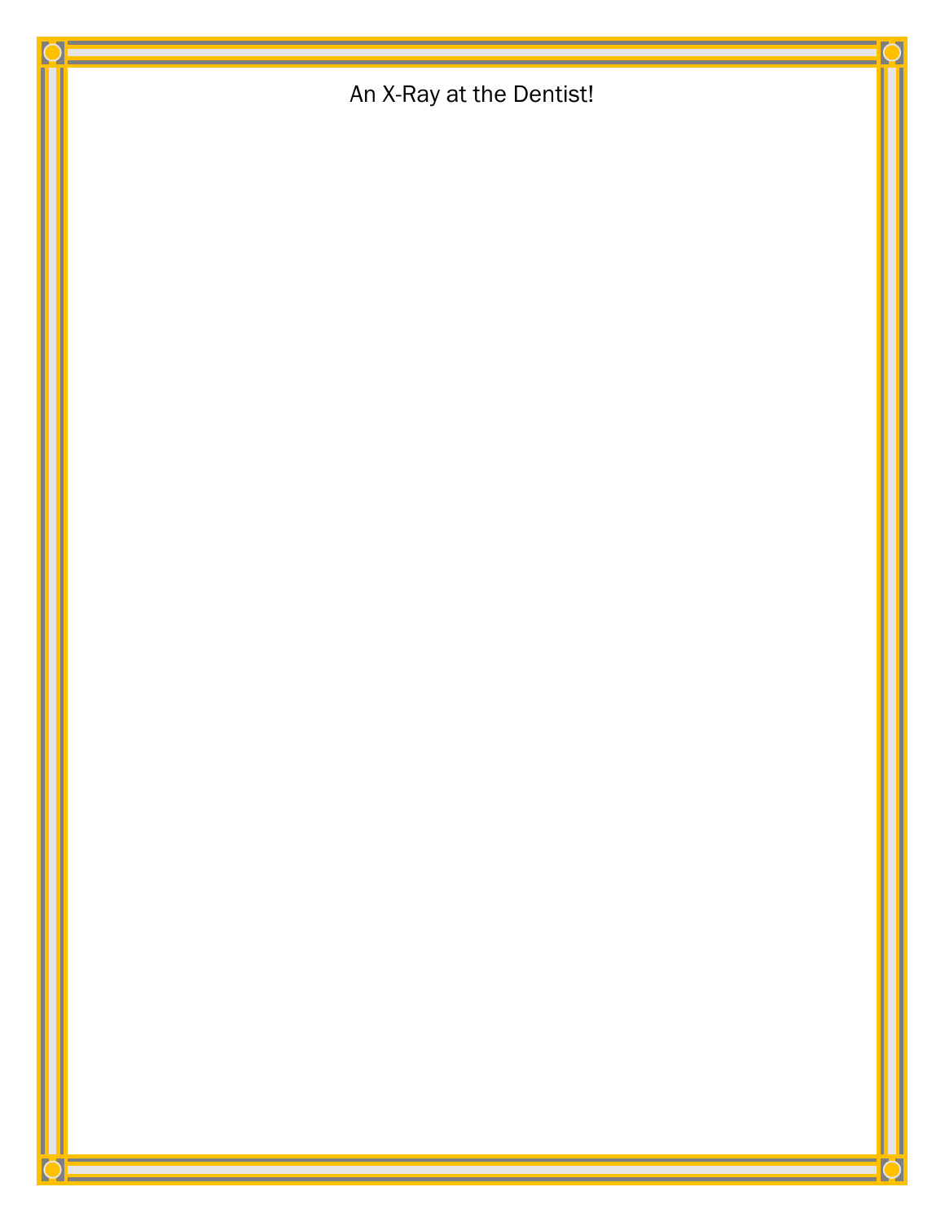An X-Ray at the Dentist!